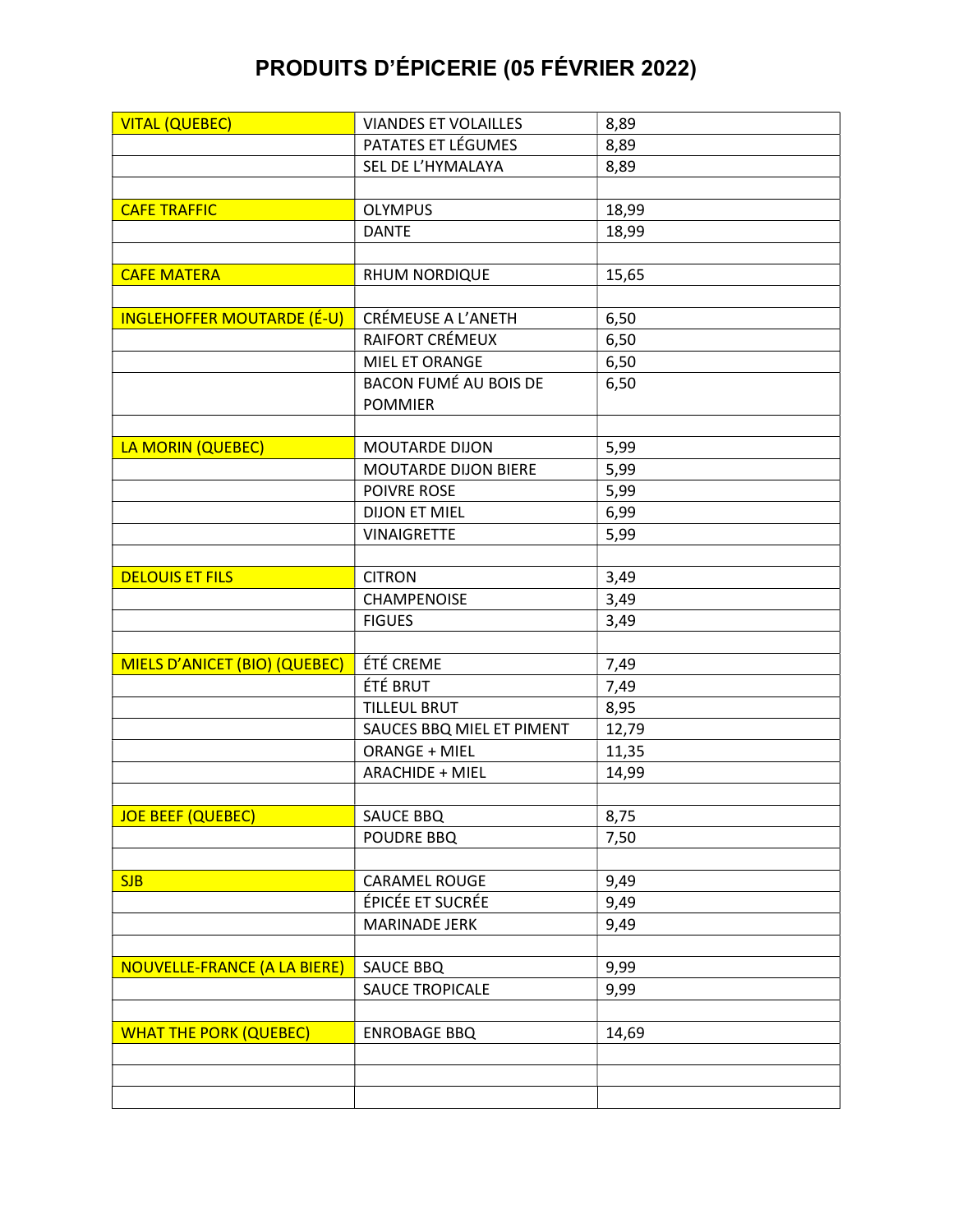# PRODUITS D'ÉPICERIE (05 FÉVRIER 2022)

| | | |
|---|---|---|
| VITAL (QUEBEC) | VIANDES ET VOLAILLES | 8,89 |
| | PATATES ET LÉGUMES | 8,89 |
| | SEL DE L'HYMALAYA | 8,89 |
| | | |
| CAFE TRAFFIC | OLYMPUS | 18,99 |
| | DANTE | 18,99 |
| | | |
| CAFE MATERA | RHUM NORDIQUE | 15,65 |
| | | |
| INGLEHOFFER MOUTARDE (É-U) | CRÉMEUSE A L'ANETH | 6,50 |
| | RAIFORT CRÉMEUX | 6,50 |
| | MIEL ET ORANGE | 6,50 |
| | BACON FUMÉ AU BOIS DE POMMIER | 6,50 |
| | | |
| LA MORIN (QUEBEC) | MOUTARDE DIJON | 5,99 |
| | MOUTARDE DIJON BIERE | 5,99 |
| | POIVRE ROSE | 5,99 |
| | DIJON ET MIEL | 6,99 |
| | VINAIGRETTE | 5,99 |
| | | |
| DELOUIS ET FILS | CITRON | 3,49 |
| | CHAMPENOISE | 3,49 |
| | FIGUES | 3,49 |
| | | |
| MIELS D'ANICET (BIO) (QUEBEC) | ÉTÉ CREME | 7,49 |
| | ÉTÉ BRUT | 7,49 |
| | TILLEUL BRUT | 8,95 |
| | SAUCES BBQ MIEL ET PIMENT | 12,79 |
| | ORANGE + MIEL | 11,35 |
| | ARACHIDE + MIEL | 14,99 |
| | | |
| JOE BEEF (QUEBEC) | SAUCE BBQ | 8,75 |
| | POUDRE BBQ | 7,50 |
| | | |
| SJB | CARAMEL ROUGE | 9,49 |
| | ÉPICÉE ET SUCRÉE | 9,49 |
| | MARINADE JERK | 9,49 |
| | | |
| NOUVELLE-FRANCE (A LA BIERE) | SAUCE BBQ | 9,99 |
| | SAUCE TROPICALE | 9,99 |
| | | |
| WHAT THE PORK (QUEBEC) | ENROBAGE BBQ | 14,69 |
| | | |
| | | |
| | | |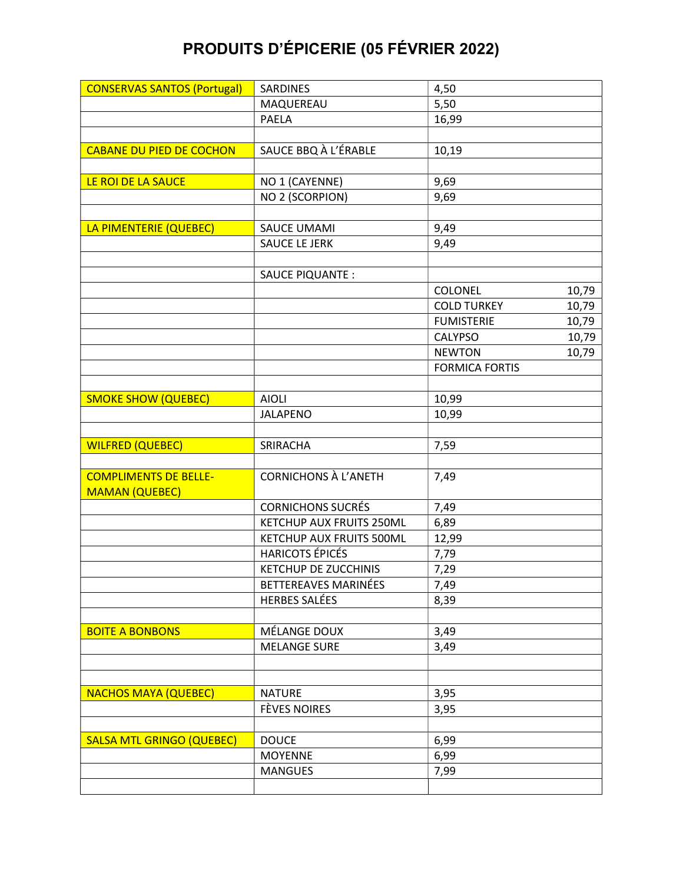# PRODUITS D'ÉPICERIE (05 FÉVRIER 2022)

| | | |
|---|---|---|
| CONSERVAS SANTOS (Portugal) | SARDINES | 4,50 |
| | MAQUEREAU | 5,50 |
| | PAELA | 16,99 |
| | | |
| CABANE DU PIED DE COCHON | SAUCE BBQ À L'ÉRABLE | 10,19 |
| | | |
| LE ROI DE LA SAUCE | NO 1 (CAYENNE) | 9,69 |
| | NO 2 (SCORPION) | 9,69 |
| | | |
| LA PIMENTERIE (QUEBEC) | SAUCE UMAMI | 9,49 |
| | SAUCE LE JERK | 9,49 |
| | | |
| | SAUCE PIQUANTE : | |
| | | COLONEL 10,79 |
| | | COLD TURKEY 10,79 |
| | | FUMISTERIE 10,79 |
| | | CALYPSO 10,79 |
| | | NEWTON 10,79 |
| | | FORMICA FORTIS |
| | | |
| SMOKE SHOW (QUEBEC) | AIOLI | 10,99 |
| | JALAPENO | 10,99 |
| | | |
| WILFRED (QUEBEC) | SRIRACHA | 7,59 |
| | | |
| COMPLIMENTS DE BELLE-MAMAN (QUEBEC) | CORNICHONS À L'ANETH | 7,49 |
| | CORNICHONS SUCRÉS | 7,49 |
| | KETCHUP AUX FRUITS 250ML | 6,89 |
| | KETCHUP AUX FRUITS 500ML | 12,99 |
| | HARICOTS ÉPICÉS | 7,79 |
| | KETCHUP DE ZUCCHINIS | 7,29 |
| | BETTEREAVES MARINÉES | 7,49 |
| | HERBES SALÉES | 8,39 |
| | | |
| BOITE A BONBONS | MÉLANGE DOUX | 3,49 |
| | MELANGE SURE | 3,49 |
| | | |
| | | |
| NACHOS MAYA (QUEBEC) | NATURE | 3,95 |
| | FÈVES NOIRES | 3,95 |
| | | |
| SALSA MTL GRINGO (QUEBEC) | DOUCE | 6,99 |
| | MOYENNE | 6,99 |
| | MANGUES | 7,99 |
| | | |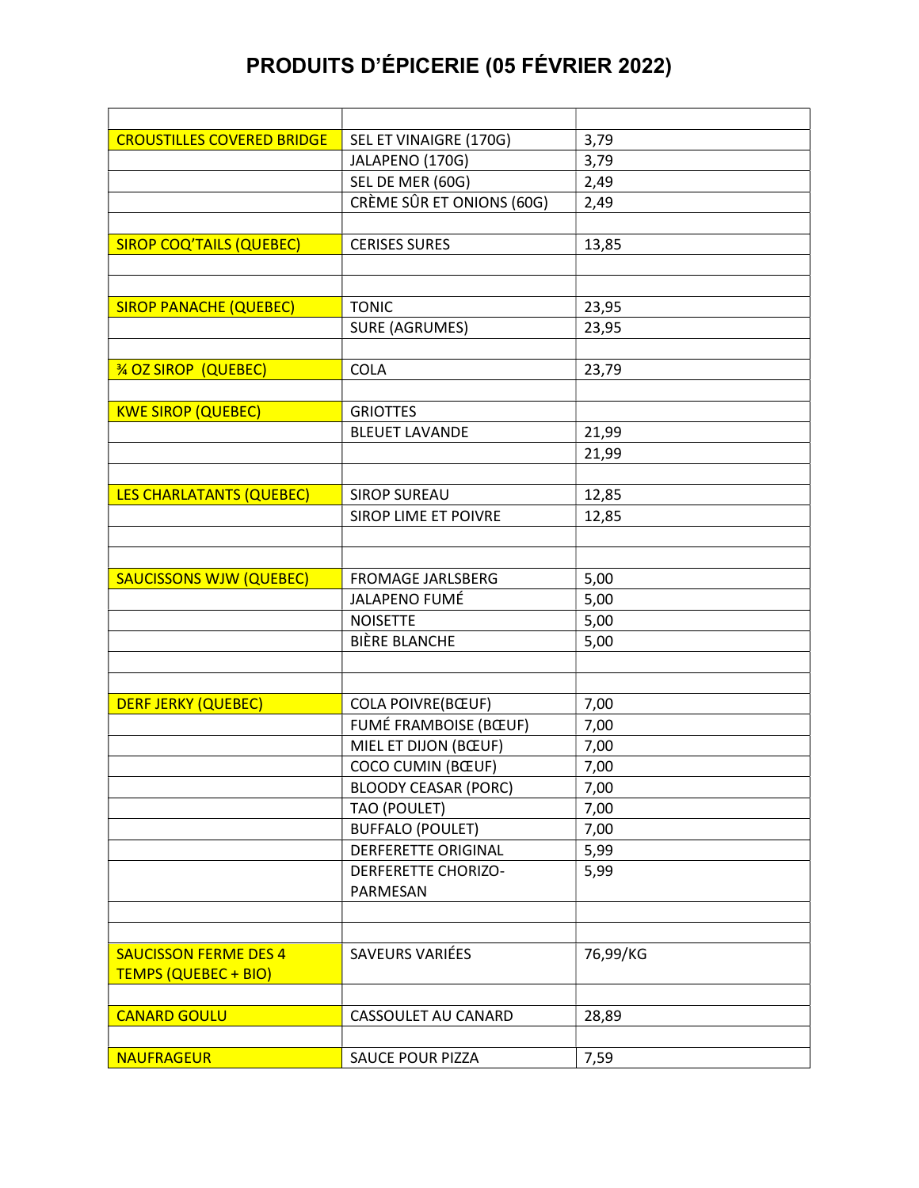# PRODUITS D’ÉPICERIE (05 FÉVRIER 2022)

| | | |
|---|---|---|
| CROUSTILLES COVERED BRIDGE | SEL ET VINAIGRE (170G) | 3,79 |
| | JALAPENO (170G) | 3,79 |
| | SEL DE MER (60G) | 2,49 |
| | CRÈME SÛR ET ONIONS (60G) | 2,49 |
| | | |
| SIROP COQ’TAILS (QUEBEC) | CERISES SURES | 13,85 |
| | | |
| | | |
| SIROP PANACHE (QUEBEC) | TONIC | 23,95 |
| | SURE (AGRUMES) | 23,95 |
| | | |
| ¾ OZ SIROP (QUEBEC) | COLA | 23,79 |
| | | |
| KWE SIROP (QUEBEC) | GRIOTTES | |
| | BLEUET LAVANDE | 21,99 |
| | | 21,99 |
| | | |
| LES CHARLATANTS (QUEBEC) | SIROP SUREAU | 12,85 |
| | SIROP LIME ET POIVRE | 12,85 |
| | | |
| | | |
| SAUCISSONS WJW (QUEBEC) | FROMAGE JARLSBERG | 5,00 |
| | JALAPENO FUMÉ | 5,00 |
| | NOISETTE | 5,00 |
| | BIÈRE BLANCHE | 5,00 |
| | | |
| | | |
| DERF JERKY (QUEBEC) | COLA POIVRE(BŒUF) | 7,00 |
| | FUMÉ FRAMBOISE (BŒUF) | 7,00 |
| | MIEL ET DIJON (BŒUF) | 7,00 |
| | COCO CUMIN (BŒUF) | 7,00 |
| | BLOODY CEASAR (PORC) | 7,00 |
| | TAO (POULET) | 7,00 |
| | BUFFALO (POULET) | 7,00 |
| | DERFERETTE ORIGINAL | 5,99 |
| | DERFERETTE CHORIZO-PARMESAN | 5,99 |
| | | |
| | | |
| SAUCISSON FERME DES 4 TEMPS (QUEBEC + BIO) | SAVEURS VARIÉES | 76,99/KG |
| | | |
| CANARD GOULU | CASSOULET AU CANARD | 28,89 |
| | | |
| NAUFRAGEUR | SAUCE POUR PIZZA | 7,59 |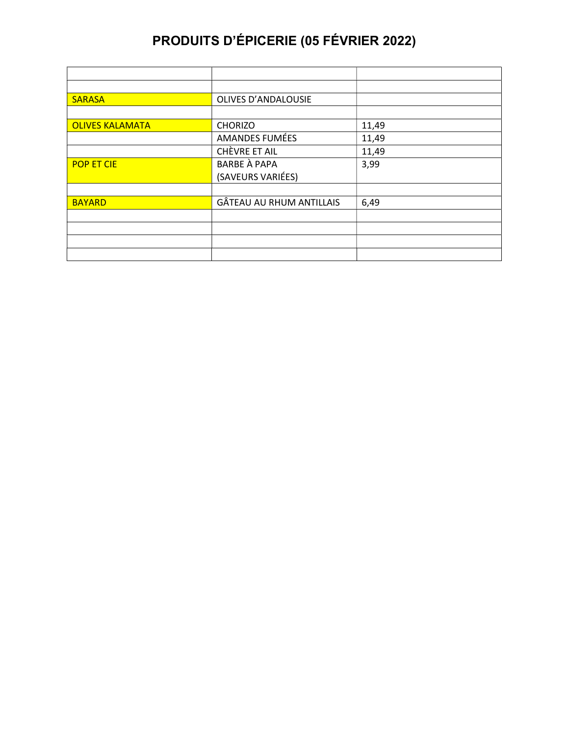# PRODUITS D'ÉPICERIE (05 FÉVRIER 2022)

| | | |
|---|---|---|
| | | |
| | | |
| SARASA | OLIVES D'ANDALOUSIE | |
| | | |
| OLIVES KALAMATA | CHORIZO | 11,49 |
| | AMANDES FUMÉES | 11,49 |
| | CHÈVRE ET AIL | 11,49 |
| POP ET CIE | BARBE À PAPA (SAVEURS VARIÉES) | 3,99 |
| | | |
| BAYARD | GÂTEAU AU RHUM ANTILLAIS | 6,49 |
| | | |
| | | |
| | | |
| | | |